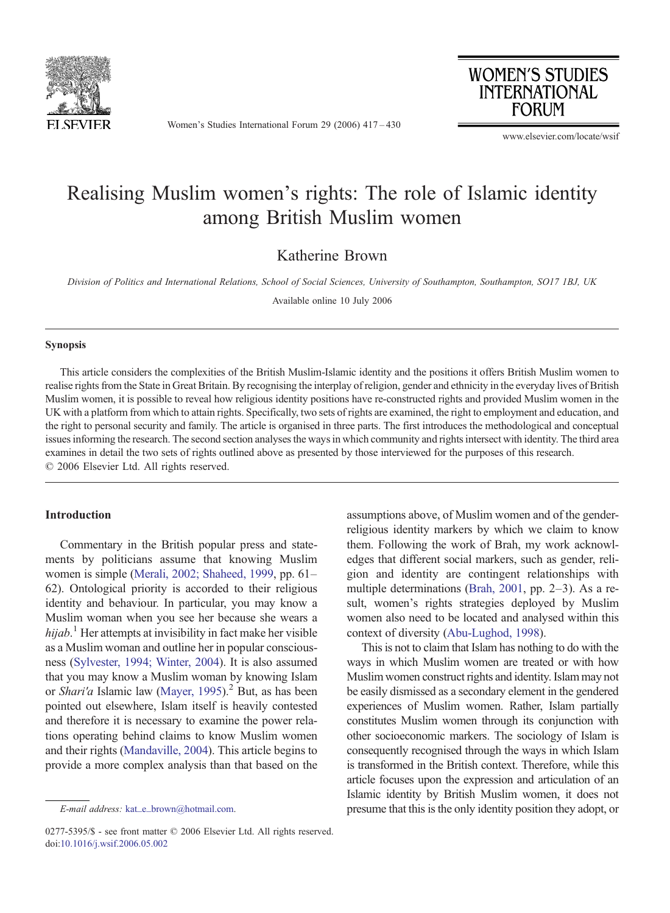# Realising Muslim women's rights: The role of Islamic identity among British Muslim women

Katherine Brown

*Division of Politics and International Relations, School of Social Sciences, University of Southampton, Southampton, SO17 1BJ, UK*

Available online 10 July 2006

## Synopsis

This article considers the complexities of the British Muslim-Islamic identity and the positions it offers British Muslim women to realise rights from the State in Great Britain. By recognising the interplay of religion, gender and ethnicity in the everyday lives of British Muslim women, it is possible to reveal how religious identity positions have re-constructed rights and provided Muslim women in the UK with a platform from which to attain rights. Specifically, two sets of rights are examined, the right to employment and education, and the right to personal security and family. The article is organised in three parts. The first introduces the methodological and conceptual issues informing the research. The second section analyses the ways in which community and rights intersect with identity. The third area examines in detail the two sets of rights outlined above as presented by those interviewed for the purposes of this research.
© 2006 Elsevier Ltd. All rights reserved.

## Introduction

Commentary in the British popular press and statements by politicians assume that knowing Muslim women is simple (Merali, 2002; Shaheed, 1999, pp. 61–62). Ontological priority is accorded to their religious identity and behaviour. In particular, you may know a Muslim woman when you see her because she wears a *hijab*.[1] Her attempts at invisibility in fact make her visible as a Muslim woman and outline her in popular consciousness (Sylvester, 1994; Winter, 2004). It is also assumed that you may know a Muslim woman by knowing Islam or *Shari'a* Islamic law (Mayer, 1995).[2] But, as has been pointed out elsewhere, Islam itself is heavily contested and therefore it is necessary to examine the power relations operating behind claims to know Muslim women and their rights (Mandaville, 2004). This article begins to provide a more complex analysis than that based on the assumptions above, of Muslim women and of the gender-religious identity markers by which we claim to know them. Following the work of Brah, my work acknowledges that different social markers, such as gender, religion and identity are contingent relationships with multiple determinations (Brah, 2001, pp. 2–3). As a result, women's rights strategies deployed by Muslim women also need to be located and analysed within this context of diversity (Abu-Lughod, 1998).

This is not to claim that Islam has nothing to do with the ways in which Muslim women are treated or with how Muslim women construct rights and identity. Islam may not be easily dismissed as a secondary element in the gendered experiences of Muslim women. Rather, Islam partially constitutes Muslim women through its conjunction with other socioeconomic markers. The sociology of Islam is consequently recognised through the ways in which Islam is transformed in the British context. Therefore, while this article focuses upon the expression and articulation of an Islamic identity by British Muslim women, it does not presume that this is the only identity position they adopt, or

E-mail address: kat_e_brown@hotmail.com.

0277-5395/$ - see front matter © 2006 Elsevier Ltd. All rights reserved.
doi:10.1016/j.wsif.2006.05.002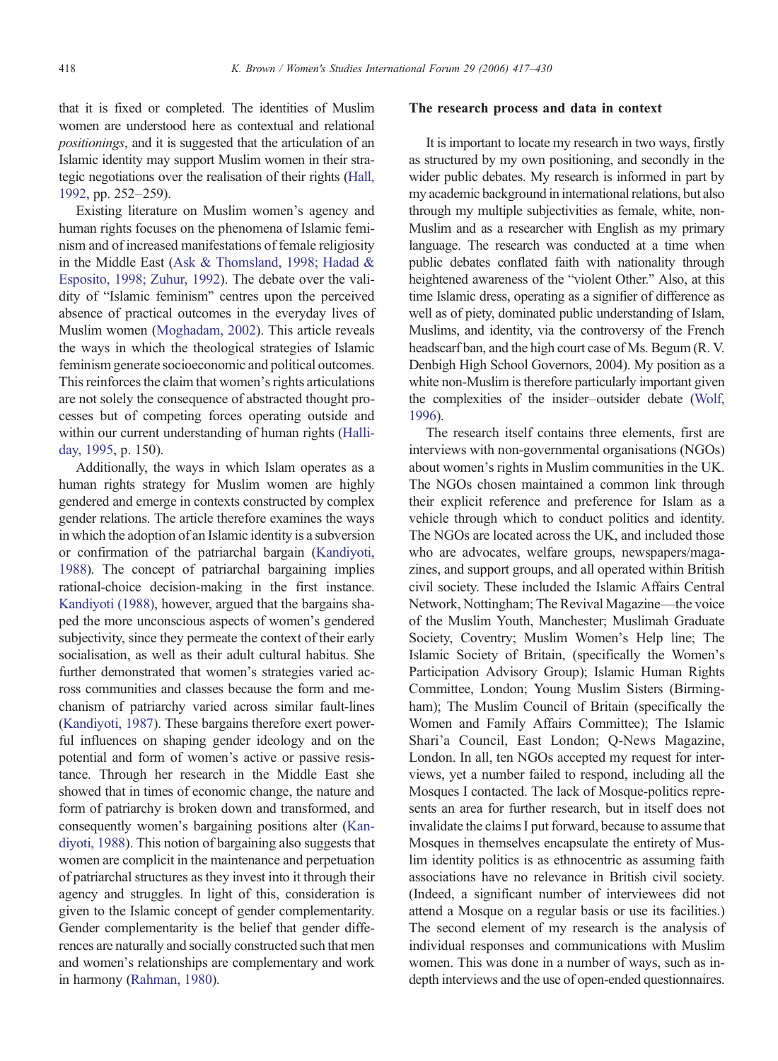that it is fixed or completed. The identities of Muslim women are understood here as contextual and relational *positionings*, and it is suggested that the articulation of an Islamic identity may support Muslim women in their strategic negotiations over the realisation of their rights (Hall, 1992, pp. 252–259).

Existing literature on Muslim women's agency and human rights focuses on the phenomena of Islamic feminism and of increased manifestations of female religiosity in the Middle East (Ask & Thomsland, 1998; Hadad & Esposito, 1998; Zuhur, 1992). The debate over the validity of "Islamic feminism" centres upon the perceived absence of practical outcomes in the everyday lives of Muslim women (Moghadam, 2002). This article reveals the ways in which the theological strategies of Islamic feminism generate socioeconomic and political outcomes. This reinforces the claim that women's rights articulations are not solely the consequence of abstracted thought processes but of competing forces operating outside and within our current understanding of human rights (Halliday, 1995, p. 150).

Additionally, the ways in which Islam operates as a human rights strategy for Muslim women are highly gendered and emerge in contexts constructed by complex gender relations. The article therefore examines the ways in which the adoption of an Islamic identity is a subversion or confirmation of the patriarchal bargain (Kandiyoti, 1988). The concept of patriarchal bargaining implies rational-choice decision-making in the first instance. Kandiyoti (1988), however, argued that the bargains shaped the more unconscious aspects of women's gendered subjectivity, since they permeate the context of their early socialisation, as well as their adult cultural habitus. She further demonstrated that women's strategies varied across communities and classes because the form and mechanism of patriarchy varied across similar fault-lines (Kandiyoti, 1987). These bargains therefore exert powerful influences on shaping gender ideology and on the potential and form of women's active or passive resistance. Through her research in the Middle East she showed that in times of economic change, the nature and form of patriarchy is broken down and transformed, and consequently women's bargaining positions alter (Kandiyoti, 1988). This notion of bargaining also suggests that women are complicit in the maintenance and perpetuation of patriarchal structures as they invest into it through their agency and struggles. In light of this, consideration is given to the Islamic concept of gender complementarity. Gender complementarity is the belief that gender differences are naturally and socially constructed such that men and women's relationships are complementary and work in harmony (Rahman, 1980).

## The research process and data in context

It is important to locate my research in two ways, firstly as structured by my own positioning, and secondly in the wider public debates. My research is informed in part by my academic background in international relations, but also through my multiple subjectivities as female, white, non-Muslim and as a researcher with English as my primary language. The research was conducted at a time when public debates conflated faith with nationality through heightened awareness of the "violent Other." Also, at this time Islamic dress, operating as a signifier of difference as well as of piety, dominated public understanding of Islam, Muslims, and identity, via the controversy of the French headscarf ban, and the high court case of Ms. Begum (R. V. Denbigh High School Governors, 2004). My position as a white non-Muslim is therefore particularly important given the complexities of the insider–outsider debate (Wolf, 1996).

The research itself contains three elements, first are interviews with non-governmental organisations (NGOs) about women's rights in Muslim communities in the UK. The NGOs chosen maintained a common link through their explicit reference and preference for Islam as a vehicle through which to conduct politics and identity. The NGOs are located across the UK, and included those who are advocates, welfare groups, newspapers/magazines, and support groups, and all operated within British civil society. These included the Islamic Affairs Central Network, Nottingham; The Revival Magazine—the voice of the Muslim Youth, Manchester; Muslimah Graduate Society, Coventry; Muslim Women's Help line; The Islamic Society of Britain, (specifically the Women's Participation Advisory Group); Islamic Human Rights Committee, London; Young Muslim Sisters (Birmingham); The Muslim Council of Britain (specifically the Women and Family Affairs Committee); The Islamic Shari'a Council, East London; Q-News Magazine, London. In all, ten NGOs accepted my request for interviews, yet a number failed to respond, including all the Mosques I contacted. The lack of Mosque-politics represents an area for further research, but in itself does not invalidate the claims I put forward, because to assume that Mosques in themselves encapsulate the entirety of Muslim identity politics is as ethnocentric as assuming faith associations have no relevance in British civil society. (Indeed, a significant number of interviewees did not attend a Mosque on a regular basis or use its facilities.) The second element of my research is the analysis of individual responses and communications with Muslim women. This was done in a number of ways, such as in-depth interviews and the use of open-ended questionnaires.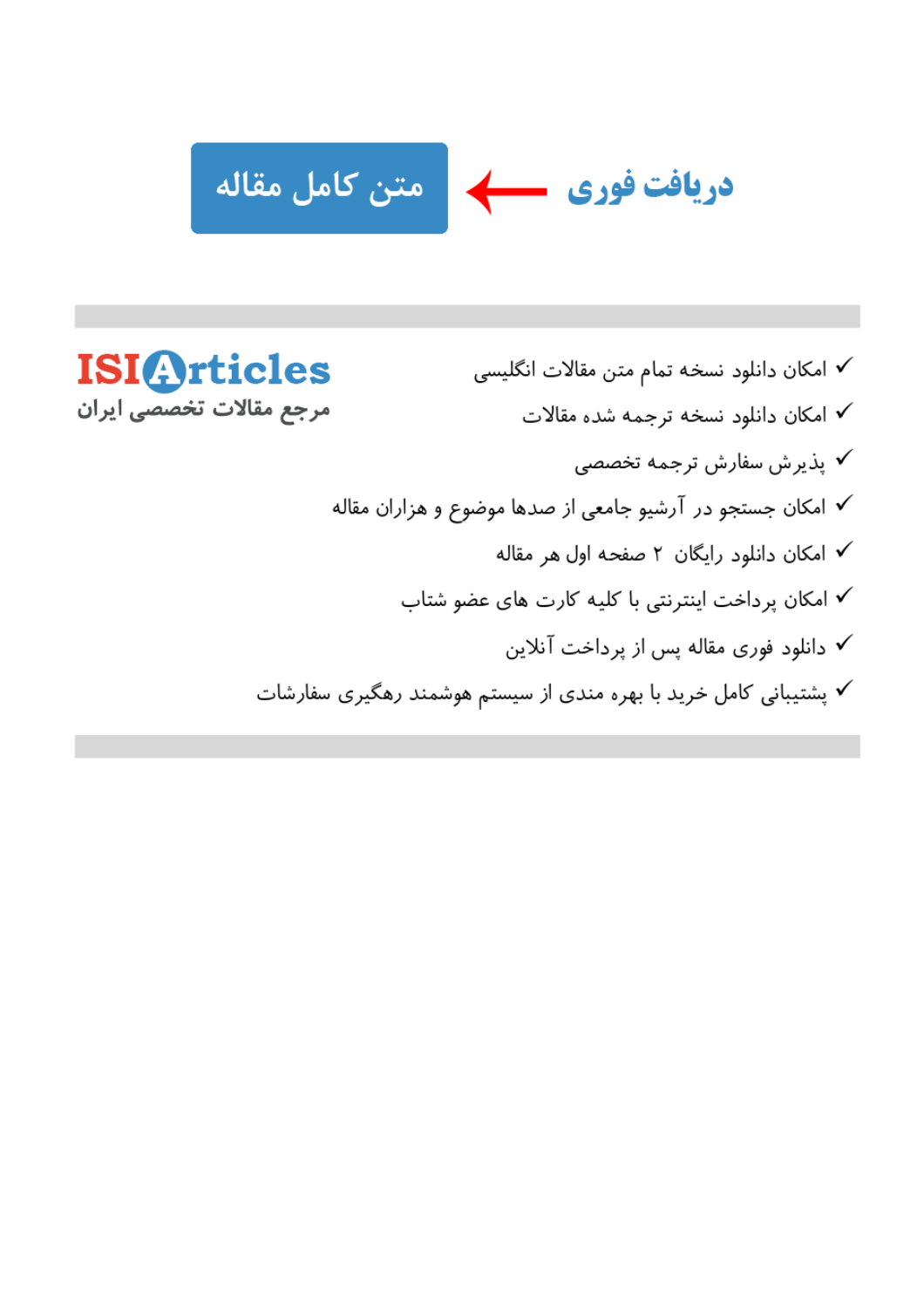دریافت فوری ← متن کامل مقاله

**ISIArticles**
مرجع مقالات تخصصی ایران

- ✓ امکان دانلود نسخه تمام متن مقالات انگلیسی
- ✓ امکان دانلود نسخه ترجمه شده مقالات
- ✓ پذیرش سفارش ترجمه تخصصی
- ✓ امکان جستجو در آرشیو جامعی از صدها موضوع و هزاران مقاله
- ✓ امکان دانلود رایگان ۲ صفحه اول هر مقاله
- ✓ امکان پرداخت اینترنتی با کلیه کارت های عضو شتاب
- ✓ دانلود فوری مقاله پس از پرداخت آنلاین
- ✓ پشتیبانی کامل خرید با بهره مندی از سیستم هوشمند رهگیری سفارشات